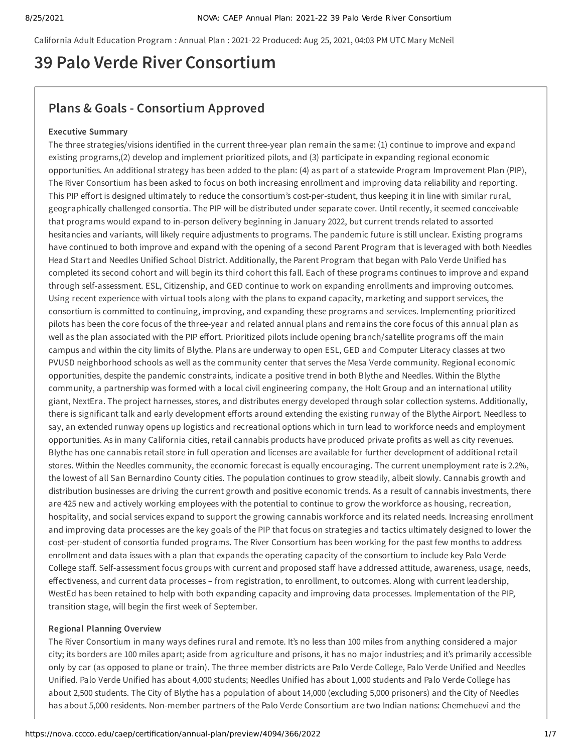California Adult Education Program : Annual Plan : 2021-22 Produced: Aug 25, 2021, 04:03 PM UTC Mary McNeil

# 39 Palo Verde River Consortium

## Plans & Goals - Consortium Approved

### Executive Summary

The three strategies/visions identified in the current three-year plan remain the same: (1) continue to improve and expand existing programs,(2) develop and implement prioritized pilots, and (3) participate in expanding regional economic opportunities. An additional strategy has been added to the plan: (4) as part of a statewide Program Improvement Plan (PIP), The River Consortium has been asked to focus on both increasing enrollment and improving data reliability and reporting. This PIP effort is designed ultimately to reduce the consortium's cost-per-student, thus keeping it in line with similar rural, geographically challenged consortia. The PIP will be distributed under separate cover. Until recently, it seemed conceivable that programs would expand to in-person delivery beginning in January 2022, but current trends related to assorted hesitancies and variants, will likely require adjustments to programs. The pandemic future is still unclear. Existing programs have continued to both improve and expand with the opening of a second Parent Program that is leveraged with both Needles Head Start and Needles Unified School District. Additionally, the Parent Program that began with Palo Verde Unified has completed its second cohort and will begin its third cohort this fall. Each of these programs continues to improve and expand through self-assessment. ESL, Citizenship, and GED continue to work on expanding enrollments and improving outcomes. Using recent experience with virtual tools along with the plans to expand capacity, marketing and support services, the consortium is committed to continuing, improving, and expanding these programs and services. Implementing prioritized pilots has been the core focus of the three-year and related annual plans and remains the core focus of this annual plan as well as the plan associated with the PIP effort. Prioritized pilots include opening branch/satellite programs off the main campus and within the city limits of Blythe. Plans are underway to open ESL, GED and Computer Literacy classes at two PVUSD neighborhood schools as well as the community center that serves the Mesa Verde community. Regional economic opportunities, despite the pandemic constraints, indicate a positive trend in both Blythe and Needles. Within the Blythe community, a partnership was formed with a local civil engineering company, the Holt Group and an international utility giant, NextEra. The project harnesses, stores, and distributes energy developed through solar collection systems. Additionally, there is significant talk and early development efforts around extending the existing runway of the Blythe Airport. Needless to say, an extended runway opens up logistics and recreational options which in turn lead to workforce needs and employment opportunities. As in many California cities, retail cannabis products have produced private profits as well as city revenues. Blythe has one cannabis retail store in full operation and licenses are available for further development of additional retail stores. Within the Needles community, the economic forecast is equally encouraging. The current unemployment rate is 2.2%, the lowest of all San Bernardino County cities. The population continues to grow steadily, albeit slowly. Cannabis growth and distribution businesses are driving the current growth and positive economic trends. As a result of cannabis investments, there are 425 new and actively working employees with the potential to continue to grow the workforce as housing, recreation, hospitality, and social services expand to support the growing cannabis workforce and its related needs. Increasing enrollment and improving data processes are the key goals of the PIP that focus on strategies and tactics ultimately designed to lower the cost-per-student of consortia funded programs. The River Consortium has been working for the past few months to address enrollment and data issues with a plan that expands the operating capacity of the consortium to include key Palo Verde College staff. Self-assessment focus groups with current and proposed staff have addressed attitude, awareness, usage, needs, effectiveness, and current data processes – from registration, to enrollment, to outcomes. Along with current leadership, WestEd has been retained to help with both expanding capacity and improving data processes. Implementation of the PIP, transition stage, will begin the first week of September.

### Regional Planning Overview

The River Consortium in many ways defines rural and remote. It's no less than 100 miles from anything considered a major city; its borders are 100 miles apart; aside from agriculture and prisons, it has no major industries; and it's primarily accessible only by car (as opposed to plane or train). The three member districts are Palo Verde College, Palo Verde Unified and Needles Unified. Palo Verde Unified has about 4,000 students; Needles Unified has about 1,000 students and Palo Verde College has about 2,500 students. The City of Blythe has a population of about 14,000 (excluding 5,000 prisoners) and the City of Needles has about 5,000 residents. Non-member partners of the Palo Verde Consortium are two Indian nations: Chemehuevi and the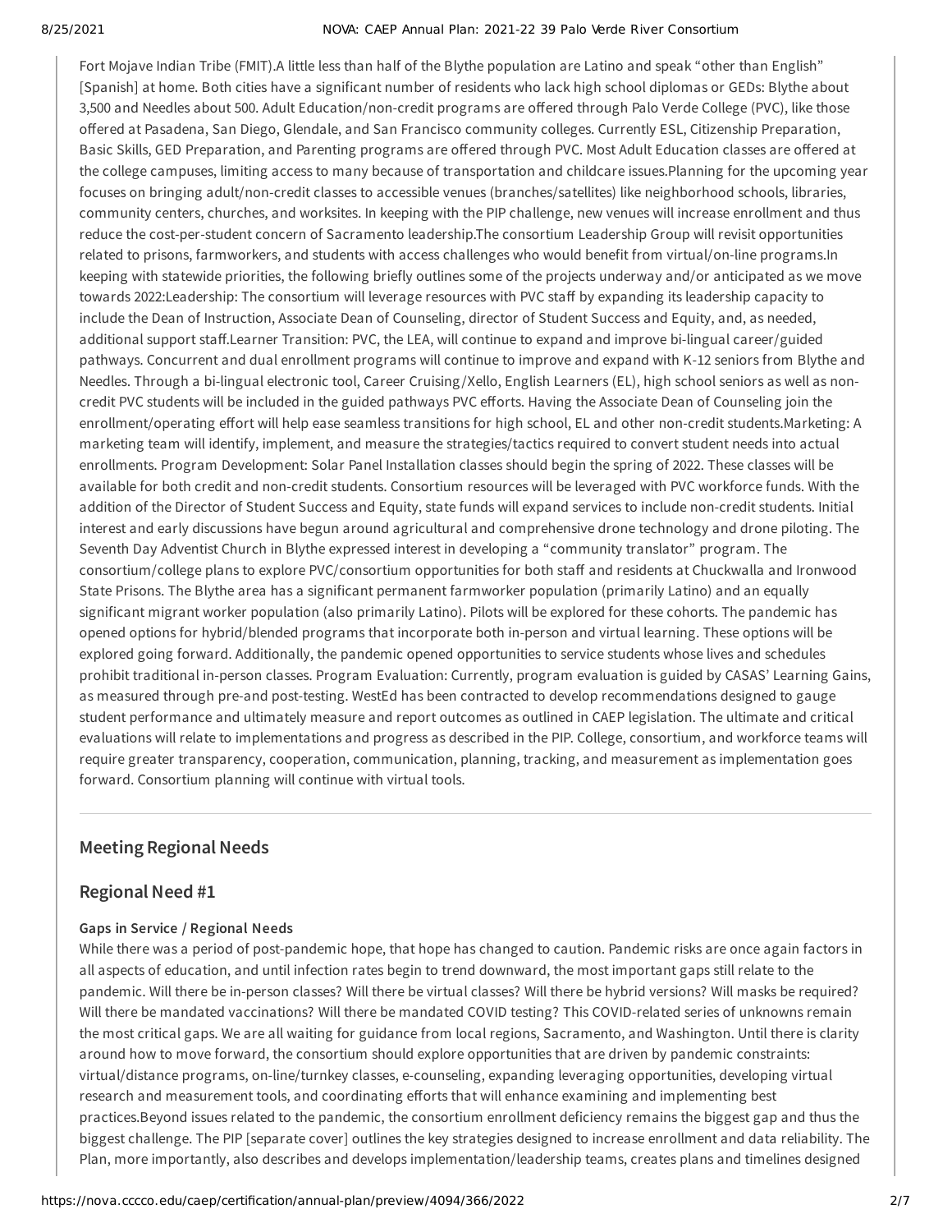Fort Mojave Indian Tribe (FMIT).A little less than half of the Blythe population are Latino and speak "other than English" [Spanish] at home. Both cities have a significant number of residents who lack high school diplomas or GEDs: Blythe about 3,500 and Needles about 500. Adult Education/non-credit programs are offered through Palo Verde College (PVC), like those offered at Pasadena, San Diego, Glendale, and San Francisco community colleges. Currently ESL, Citizenship Preparation, Basic Skills, GED Preparation, and Parenting programs are offered through PVC. Most Adult Education classes are offered at the college campuses, limiting access to many because of transportation and childcare issues.Planning for the upcoming year focuses on bringing adult/non-credit classes to accessible venues (branches/satellites) like neighborhood schools, libraries, community centers, churches, and worksites. In keeping with the PIP challenge, new venues will increase enrollment and thus reduce the cost-per-student concern of Sacramento leadership.The consortium Leadership Group will revisit opportunities related to prisons, farmworkers, and students with access challenges who would benefit from virtual/on-line programs.In keeping with statewide priorities, the following briefly outlines some of the projects underway and/or anticipated as we move towards 2022:Leadership: The consortium will leverage resources with PVC staff by expanding its leadership capacity to include the Dean of Instruction, Associate Dean of Counseling, director of Student Success and Equity, and, as needed, additional support staff.Learner Transition: PVC, the LEA, will continue to expand and improve bi-lingual career/guided pathways. Concurrent and dual enrollment programs will continue to improve and expand with K-12 seniors from Blythe and Needles. Through a bi-lingual electronic tool, Career Cruising/Xello, English Learners (EL), high school seniors as well as non-credit PVC students will be included in the guided pathways PVC efforts. Having the Associate Dean of Counseling join the enrollment/operating effort will help ease seamless transitions for high school, EL and other non-credit students.Marketing: A marketing team will identify, implement, and measure the strategies/tactics required to convert student needs into actual enrollments. Program Development: Solar Panel Installation classes should begin the spring of 2022. These classes will be available for both credit and non-credit students. Consortium resources will be leveraged with PVC workforce funds. With the addition of the Director of Student Success and Equity, state funds will expand services to include non-credit students. Initial interest and early discussions have begun around agricultural and comprehensive drone technology and drone piloting. The Seventh Day Adventist Church in Blythe expressed interest in developing a "community translator" program. The consortium/college plans to explore PVC/consortium opportunities for both staff and residents at Chuckwalla and Ironwood State Prisons. The Blythe area has a significant permanent farmworker population (primarily Latino) and an equally significant migrant worker population (also primarily Latino). Pilots will be explored for these cohorts. The pandemic has opened options for hybrid/blended programs that incorporate both in-person and virtual learning. These options will be explored going forward. Additionally, the pandemic opened opportunities to service students whose lives and schedules prohibit traditional in-person classes. Program Evaluation: Currently, program evaluation is guided by CASAS' Learning Gains, as measured through pre-and post-testing. WestEd has been contracted to develop recommendations designed to gauge student performance and ultimately measure and report outcomes as outlined in CAEP legislation. The ultimate and critical evaluations will relate to implementations and progress as described in the PIP. College, consortium, and workforce teams will require greater transparency, cooperation, communication, planning, tracking, and measurement as implementation goes forward. Consortium planning will continue with virtual tools.

## Meeting Regional Needs

## Regional Need #1

### Gaps in Service / Regional Needs

While there was a period of post-pandemic hope, that hope has changed to caution. Pandemic risks are once again factors in all aspects of education, and until infection rates begin to trend downward, the most important gaps still relate to the pandemic. Will there be in-person classes? Will there be virtual classes? Will there be hybrid versions? Will masks be required? Will there be mandated vaccinations? Will there be mandated COVID testing? This COVID-related series of unknowns remain the most critical gaps. We are all waiting for guidance from local regions, Sacramento, and Washington. Until there is clarity around how to move forward, the consortium should explore opportunities that are driven by pandemic constraints: virtual/distance programs, on-line/turnkey classes, e-counseling, expanding leveraging opportunities, developing virtual research and measurement tools, and coordinating efforts that will enhance examining and implementing best practices.Beyond issues related to the pandemic, the consortium enrollment deficiency remains the biggest gap and thus the biggest challenge. The PIP [separate cover] outlines the key strategies designed to increase enrollment and data reliability. The Plan, more importantly, also describes and develops implementation/leadership teams, creates plans and timelines designed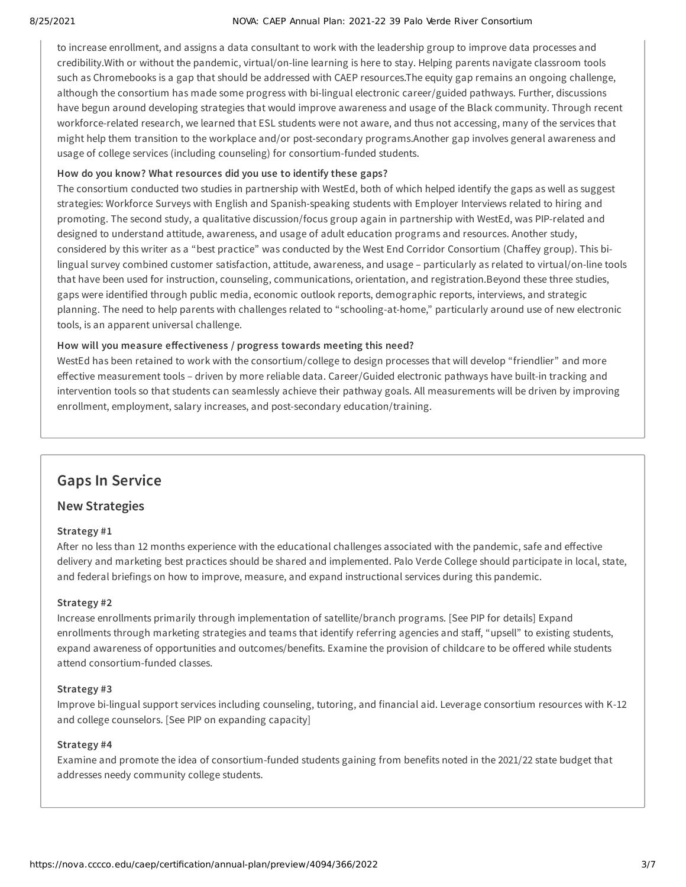to increase enrollment, and assigns a data consultant to work with the leadership group to improve data processes and credibility.With or without the pandemic, virtual/on-line learning is here to stay. Helping parents navigate classroom tools such as Chromebooks is a gap that should be addressed with CAEP resources.The equity gap remains an ongoing challenge, although the consortium has made some progress with bi-lingual electronic career/guided pathways. Further, discussions have begun around developing strategies that would improve awareness and usage of the Black community. Through recent workforce-related research, we learned that ESL students were not aware, and thus not accessing, many of the services that might help them transition to the workplace and/or post-secondary programs.Another gap involves general awareness and usage of college services (including counseling) for consortium-funded students.

**How do you know? What resources did you use to identify these gaps?**

The consortium conducted two studies in partnership with WestEd, both of which helped identify the gaps as well as suggest strategies: Workforce Surveys with English and Spanish-speaking students with Employer Interviews related to hiring and promoting. The second study, a qualitative discussion/focus group again in partnership with WestEd, was PIP-related and designed to understand attitude, awareness, and usage of adult education programs and resources. Another study, considered by this writer as a "best practice" was conducted by the West End Corridor Consortium (Chaffey group). This bi-lingual survey combined customer satisfaction, attitude, awareness, and usage – particularly as related to virtual/on-line tools that have been used for instruction, counseling, communications, orientation, and registration.Beyond these three studies, gaps were identified through public media, economic outlook reports, demographic reports, interviews, and strategic planning. The need to help parents with challenges related to "schooling-at-home," particularly around use of new electronic tools, is an apparent universal challenge.

**How will you measure effectiveness / progress towards meeting this need?**

WestEd has been retained to work with the consortium/college to design processes that will develop "friendlier" and more effective measurement tools – driven by more reliable data. Career/Guided electronic pathways have built-in tracking and intervention tools so that students can seamlessly achieve their pathway goals. All measurements will be driven by improving enrollment, employment, salary increases, and post-secondary education/training.

## Gaps In Service

### New Strategies

**Strategy #1**

After no less than 12 months experience with the educational challenges associated with the pandemic, safe and effective delivery and marketing best practices should be shared and implemented. Palo Verde College should participate in local, state, and federal briefings on how to improve, measure, and expand instructional services during this pandemic.

**Strategy #2**

Increase enrollments primarily through implementation of satellite/branch programs. [See PIP for details] Expand enrollments through marketing strategies and teams that identify referring agencies and staff, "upsell" to existing students, expand awareness of opportunities and outcomes/benefits. Examine the provision of childcare to be offered while students attend consortium-funded classes.

**Strategy #3**

Improve bi-lingual support services including counseling, tutoring, and financial aid. Leverage consortium resources with K-12 and college counselors. [See PIP on expanding capacity]

**Strategy #4**

Examine and promote the idea of consortium-funded students gaining from benefits noted in the 2021/22 state budget that addresses needy community college students.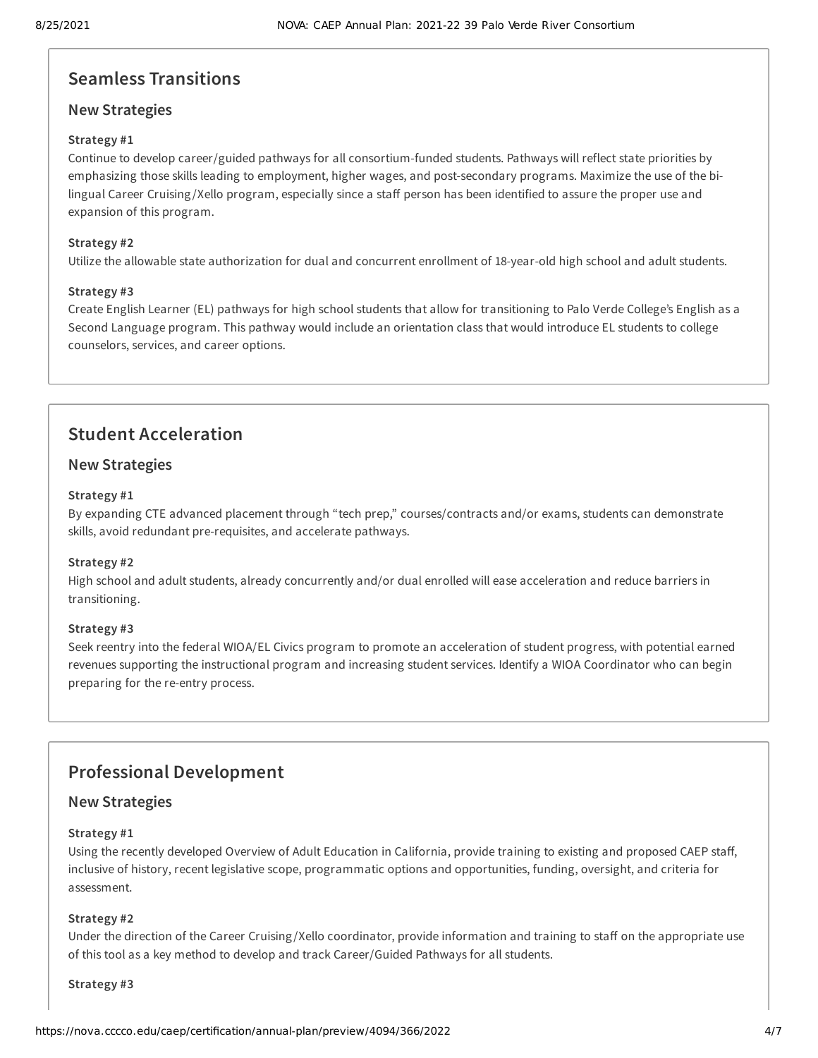## Seamless Transitions

### New Strategies

**Strategy #1**

Continue to develop career/guided pathways for all consortium-funded students. Pathways will reflect state priorities by emphasizing those skills leading to employment, higher wages, and post-secondary programs. Maximize the use of the bi-lingual Career Cruising/Xello program, especially since a staff person has been identified to assure the proper use and expansion of this program.

**Strategy #2**

Utilize the allowable state authorization for dual and concurrent enrollment of 18-year-old high school and adult students.

**Strategy #3**

Create English Learner (EL) pathways for high school students that allow for transitioning to Palo Verde College's English as a Second Language program. This pathway would include an orientation class that would introduce EL students to college counselors, services, and career options.

## Student Acceleration

### New Strategies

**Strategy #1**

By expanding CTE advanced placement through "tech prep," courses/contracts and/or exams, students can demonstrate skills, avoid redundant pre-requisites, and accelerate pathways.

**Strategy #2**

High school and adult students, already concurrently and/or dual enrolled will ease acceleration and reduce barriers in transitioning.

**Strategy #3**

Seek reentry into the federal WIOA/EL Civics program to promote an acceleration of student progress, with potential earned revenues supporting the instructional program and increasing student services. Identify a WIOA Coordinator who can begin preparing for the re-entry process.

## Professional Development

### New Strategies

**Strategy #1**

Using the recently developed Overview of Adult Education in California, provide training to existing and proposed CAEP staff, inclusive of history, recent legislative scope, programmatic options and opportunities, funding, oversight, and criteria for assessment.

**Strategy #2**

Under the direction of the Career Cruising/Xello coordinator, provide information and training to staff on the appropriate use of this tool as a key method to develop and track Career/Guided Pathways for all students.

**Strategy #3**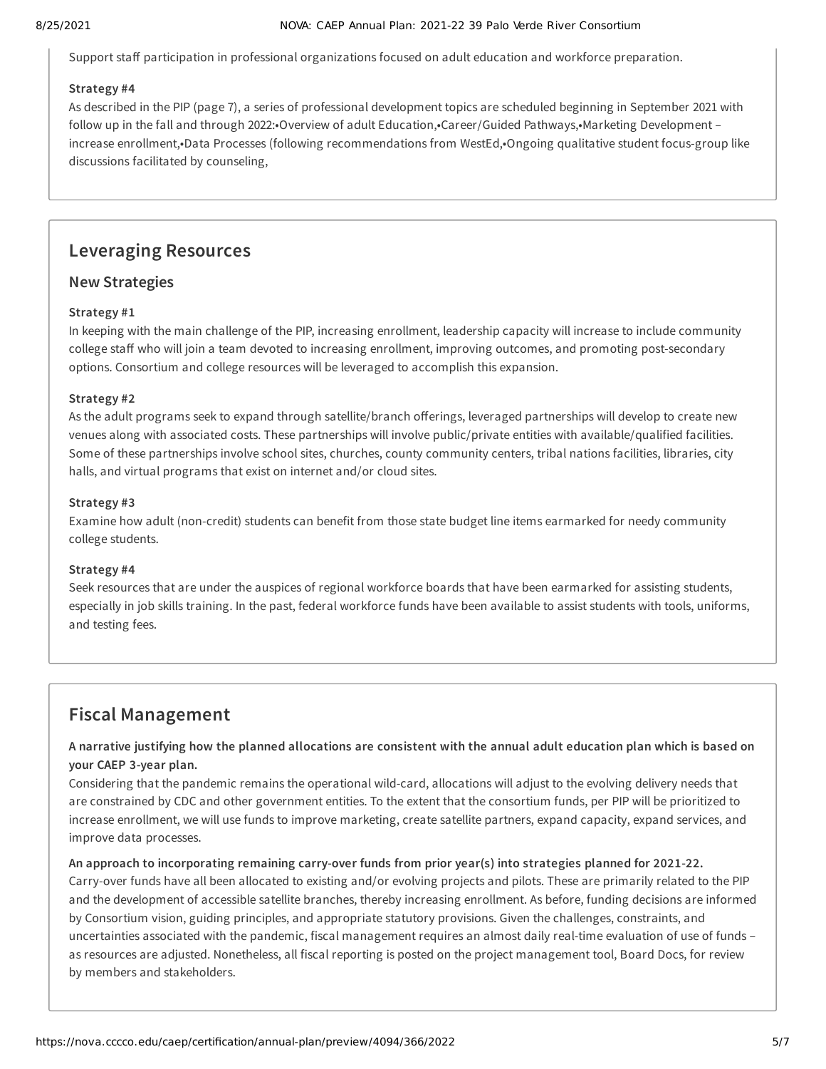Support staff participation in professional organizations focused on adult education and workforce preparation.

**Strategy #4**

As described in the PIP (page 7), a series of professional development topics are scheduled beginning in September 2021 with follow up in the fall and through 2022:•Overview of adult Education,•Career/Guided Pathways,•Marketing Development – increase enrollment,•Data Processes (following recommendations from WestEd,•Ongoing qualitative student focus-group like discussions facilitated by counseling,

## Leveraging Resources

### New Strategies

**Strategy #1**

In keeping with the main challenge of the PIP, increasing enrollment, leadership capacity will increase to include community college staff who will join a team devoted to increasing enrollment, improving outcomes, and promoting post-secondary options. Consortium and college resources will be leveraged to accomplish this expansion.

**Strategy #2**

As the adult programs seek to expand through satellite/branch offerings, leveraged partnerships will develop to create new venues along with associated costs. These partnerships will involve public/private entities with available/qualified facilities. Some of these partnerships involve school sites, churches, county community centers, tribal nations facilities, libraries, city halls, and virtual programs that exist on internet and/or cloud sites.

**Strategy #3**

Examine how adult (non-credit) students can benefit from those state budget line items earmarked for needy community college students.

**Strategy #4**

Seek resources that are under the auspices of regional workforce boards that have been earmarked for assisting students, especially in job skills training. In the past, federal workforce funds have been available to assist students with tools, uniforms, and testing fees.

## Fiscal Management

**A narrative justifying how the planned allocations are consistent with the annual adult education plan which is based on your CAEP 3-year plan.**

Considering that the pandemic remains the operational wild-card, allocations will adjust to the evolving delivery needs that are constrained by CDC and other government entities. To the extent that the consortium funds, per PIP will be prioritized to increase enrollment, we will use funds to improve marketing, create satellite partners, expand capacity, expand services, and improve data processes.

**An approach to incorporating remaining carry-over funds from prior year(s) into strategies planned for 2021-22.**

Carry-over funds have all been allocated to existing and/or evolving projects and pilots. These are primarily related to the PIP and the development of accessible satellite branches, thereby increasing enrollment. As before, funding decisions are informed by Consortium vision, guiding principles, and appropriate statutory provisions. Given the challenges, constraints, and uncertainties associated with the pandemic, fiscal management requires an almost daily real-time evaluation of use of funds – as resources are adjusted. Nonetheless, all fiscal reporting is posted on the project management tool, Board Docs, for review by members and stakeholders.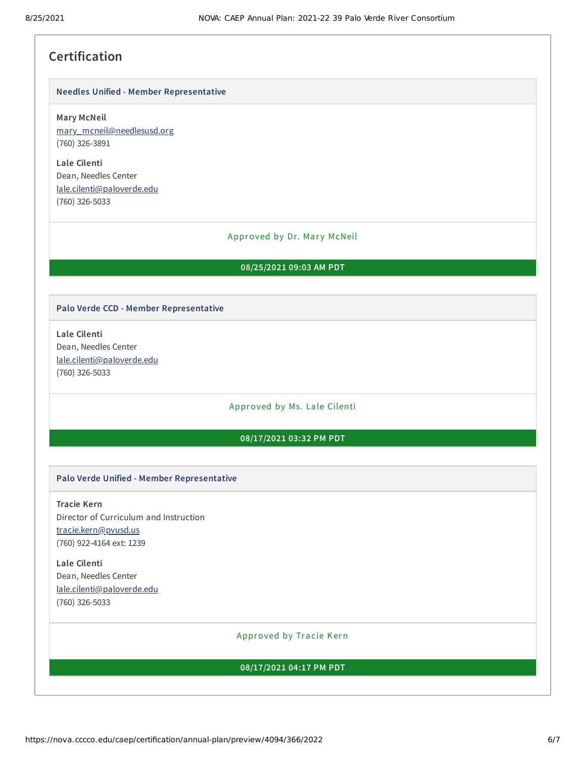## Certification

### Needles Unified - Member Representative

**Mary McNeil**
mary_mcneil@needlesusd.org
(760) 326-3891

**Lale Cilenti**
Dean, Needles Center
lale.cilenti@paloverde.edu
(760) 326-5033

Approved by Dr. Mary McNeil

**08/25/2021 09:03 AM PDT**

### Palo Verde CCD - Member Representative

**Lale Cilenti**
Dean, Needles Center
lale.cilenti@paloverde.edu
(760) 326-5033

Approved by Ms. Lale Cilenti

**08/17/2021 03:32 PM PDT**

### Palo Verde Unified - Member Representative

**Tracie Kern**
Director of Curriculum and Instruction
tracie.kern@pvusd.us
(760) 922-4164 ext: 1239

**Lale Cilenti**
Dean, Needles Center
lale.cilenti@paloverde.edu
(760) 326-5033

Approved by Tracie Kern

**08/17/2021 04:17 PM PDT**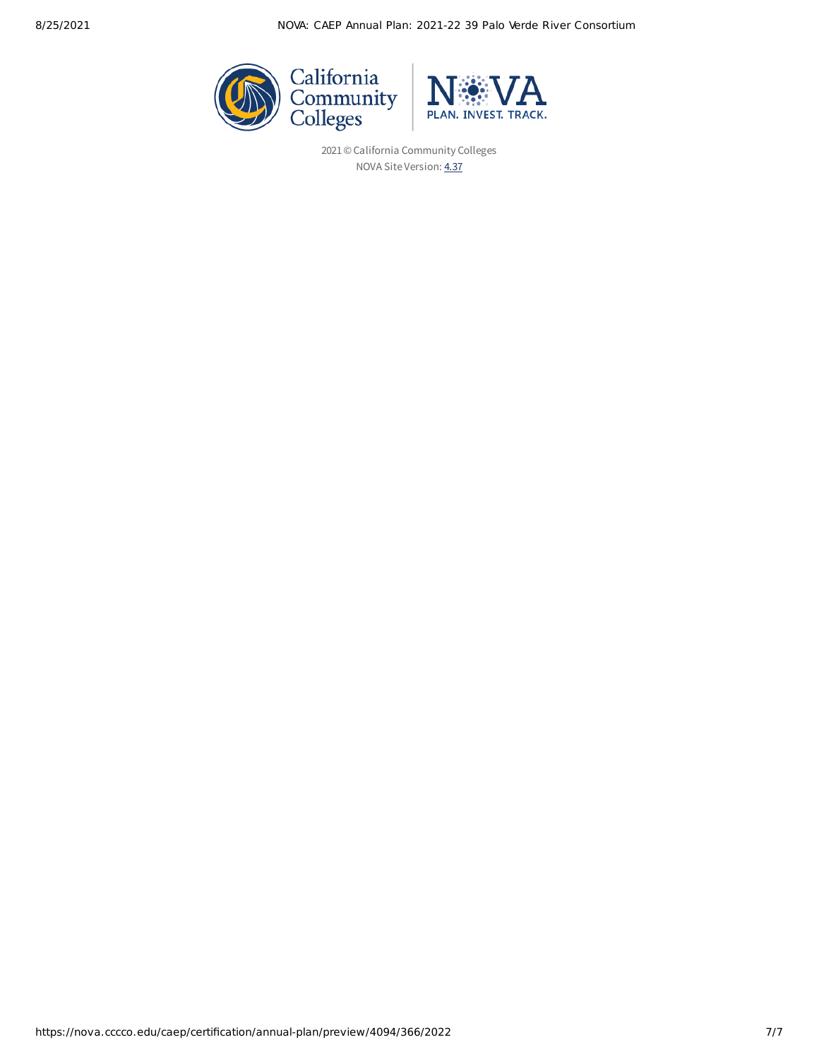2021 © California Community Colleges

NOVA Site Version: 4.37